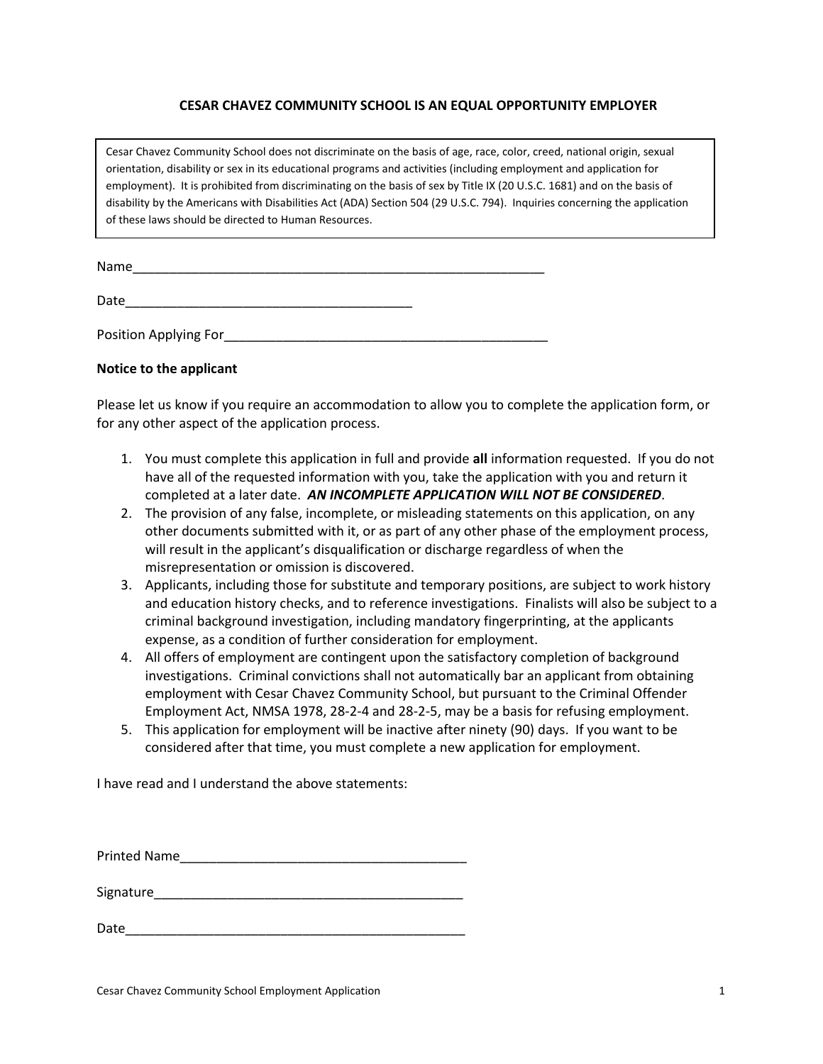## CESAR CHAVEZ COMMUNITY SCHOOL IS AN EQUAL OPPORTUNITY EMPLOYER

Cesar Chavez Community School does not discriminate on the basis of age, race, color, creed, national origin, sexual orientation, disability or sex in its educational programs and activities (including employment and application for employment). It is prohibited from discriminating on the basis of sex by Title IX (20 U.S.C. 1681) and on the basis of disability by the Americans with Disabilities Act (ADA) Section 504 (29 U.S.C. 794). Inquiries concerning the application of these laws should be directed to Human Resources.

Name___________________________________________________________

Date________________________________________

Position Applying For_____________________________________________

**Notice to the applicant**

Please let us know if you require an accommodation to allow you to complete the application form, or for any other aspect of the application process.

1. You must complete this application in full and provide **all** information requested. If you do not have all of the requested information with you, take the application with you and return it completed at a later date. ***AN INCOMPLETE APPLICATION WILL NOT BE CONSIDERED***.
2. The provision of any false, incomplete, or misleading statements on this application, on any other documents submitted with it, or as part of any other phase of the employment process, will result in the applicant's disqualification or discharge regardless of when the misrepresentation or omission is discovered.
3. Applicants, including those for substitute and temporary positions, are subject to work history and education history checks, and to reference investigations. Finalists will also be subject to a criminal background investigation, including mandatory fingerprinting, at the applicants expense, as a condition of further consideration for employment.
4. All offers of employment are contingent upon the satisfactory completion of background investigations. Criminal convictions shall not automatically bar an applicant from obtaining employment with Cesar Chavez Community School, but pursuant to the Criminal Offender Employment Act, NMSA 1978, 28-2-4 and 28-2-5, may be a basis for refusing employment.
5. This application for employment will be inactive after ninety (90) days. If you want to be considered after that time, you must complete a new application for employment.

I have read and I understand the above statements:

Printed Name________________________________________

Signature____________________________________________

Date_________________________________________________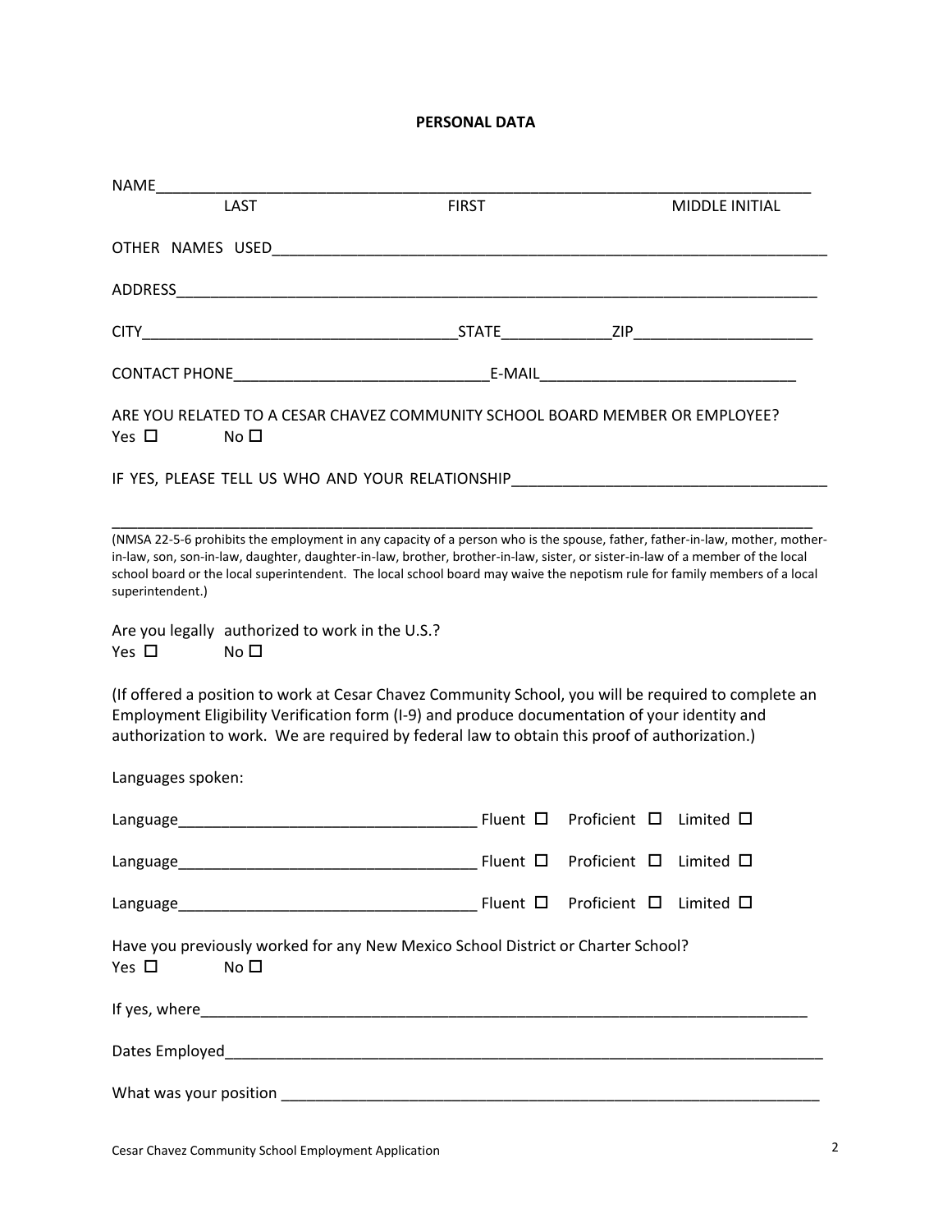## PERSONAL DATA

NAME_______________________________________________________________________________

LAST FIRST MIDDLE INITIAL

OTHER NAMES USED___________________________________________________________________

ADDRESS____________________________________________________________________________

CITY_____________________________________STATE_____________ZIP_____________________

CONTACT PHONE______________________________E-MAIL______________________________

ARE YOU RELATED TO A CESAR CHAVEZ COMMUNITY SCHOOL BOARD MEMBER OR EMPLOYEE?

Yes ☐ No ☐

IF YES, PLEASE TELL US WHO AND YOUR RELATIONSHIP_____________________________________

___________________________________________________________________________________

(NMSA 22-5-6 prohibits the employment in any capacity of a person who is the spouse, father, father-in-law, mother, mother-in-law, son, son-in-law, daughter, daughter-in-law, brother, brother-in-law, sister, or sister-in-law of a member of the local school board or the local superintendent. The local school board may waive the nepotism rule for family members of a local superintendent.)

Are you legally authorized to work in the U.S.?

Yes ☐ No ☐

(If offered a position to work at Cesar Chavez Community School, you will be required to complete an Employment Eligibility Verification form (I-9) and produce documentation of your identity and authorization to work. We are required by federal law to obtain this proof of authorization.)

Languages spoken:

Language___________________________________ Fluent ☐ Proficient ☐ Limited ☐

Language___________________________________ Fluent ☐ Proficient ☐ Limited ☐

Language___________________________________ Fluent ☐ Proficient ☐ Limited ☐

Have you previously worked for any New Mexico School District or Charter School?

Yes ☐ No ☐

If yes, where_______________________________________________________________________

Dates Employed____________________________________________________________________

What was your position _______________________________________________________________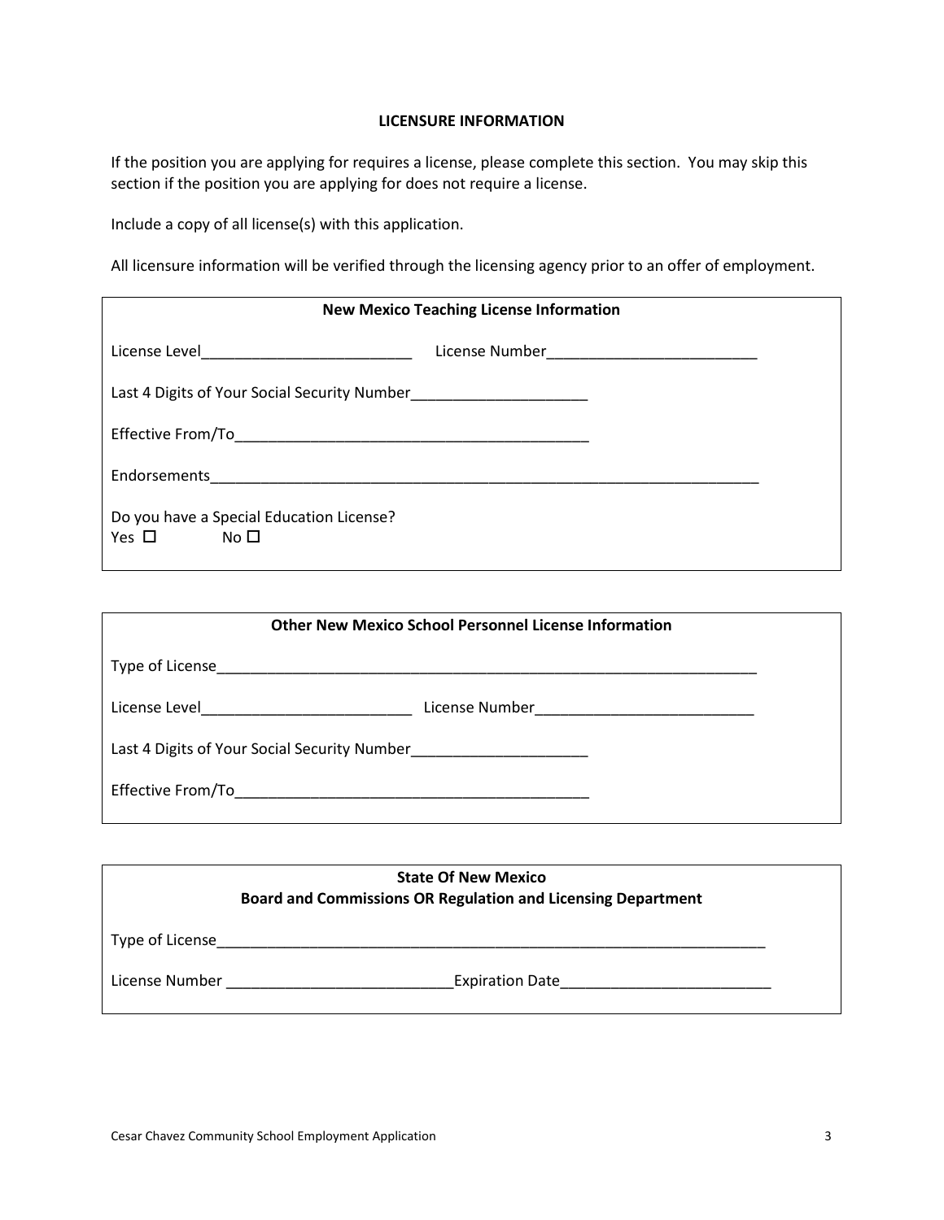## LICENSURE INFORMATION

If the position you are applying for requires a license, please complete this section. You may skip this section if the position you are applying for does not require a license.

Include a copy of all license(s) with this application.

All licensure information will be verified through the licensing agency prior to an offer of employment.

**New Mexico Teaching License Information**

License Level_________________________ License Number_________________________

Last 4 Digits of Your Social Security Number_____________________

Effective From/To___________________________________________

Endorsements____________________________________________________________________

Do you have a Special Education License?
Yes ☐ No ☐

**Other New Mexico School Personnel License Information**

Type of License__________________________________________________________________

License Level_________________________ License Number__________________________

Last 4 Digits of Your Social Security Number_____________________

Effective From/To___________________________________________

**State Of New Mexico**
**Board and Commissions OR Regulation and Licensing Department**

Type of License___________________________________________________________________

License Number ___________________________Expiration Date_________________________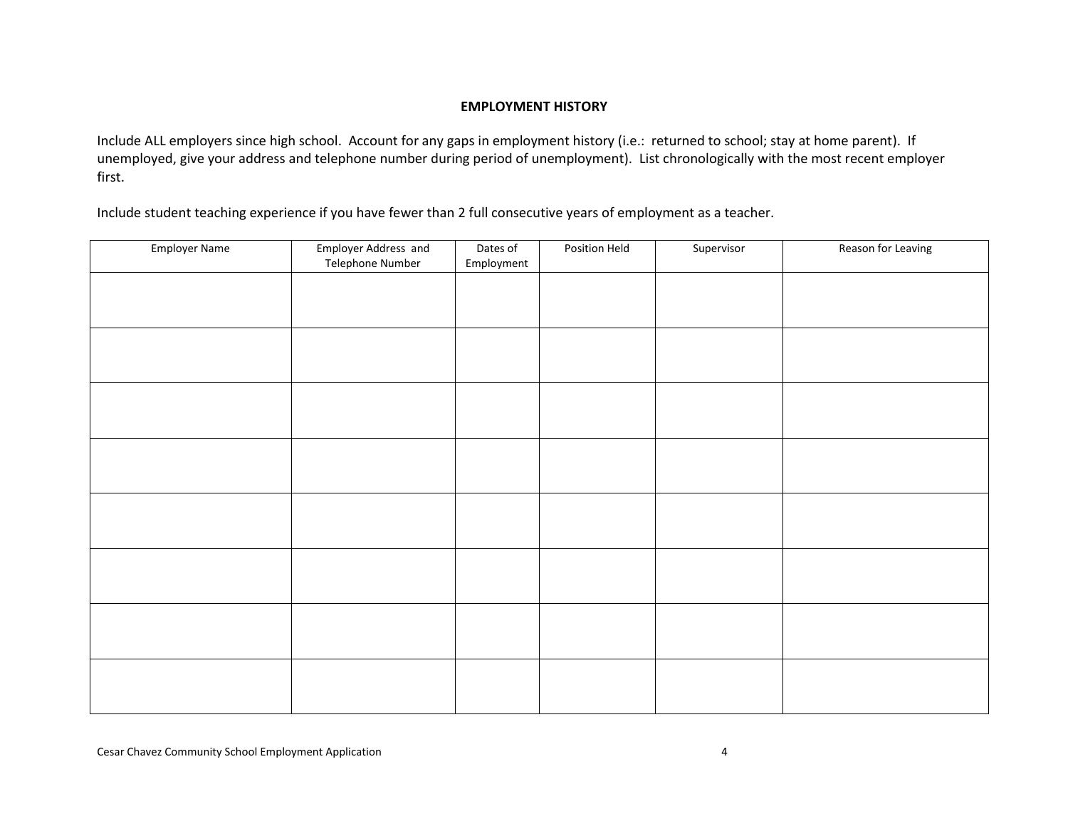## EMPLOYMENT HISTORY

Include ALL employers since high school. Account for any gaps in employment history (i.e.: returned to school; stay at home parent). If unemployed, give your address and telephone number during period of unemployment). List chronologically with the most recent employer first.

Include student teaching experience if you have fewer than 2 full consecutive years of employment as a teacher.

| Employer Name | Employer Address and Telephone Number | Dates of Employment | Position Held | Supervisor | Reason for Leaving |
|---|---|---|---|---|---|
| | | | | | |
| | | | | | |
| | | | | | |
| | | | | | |
| | | | | | |
| | | | | | |
| | | | | | |
| | | | | | |

Cesar Chavez Community School Employment Application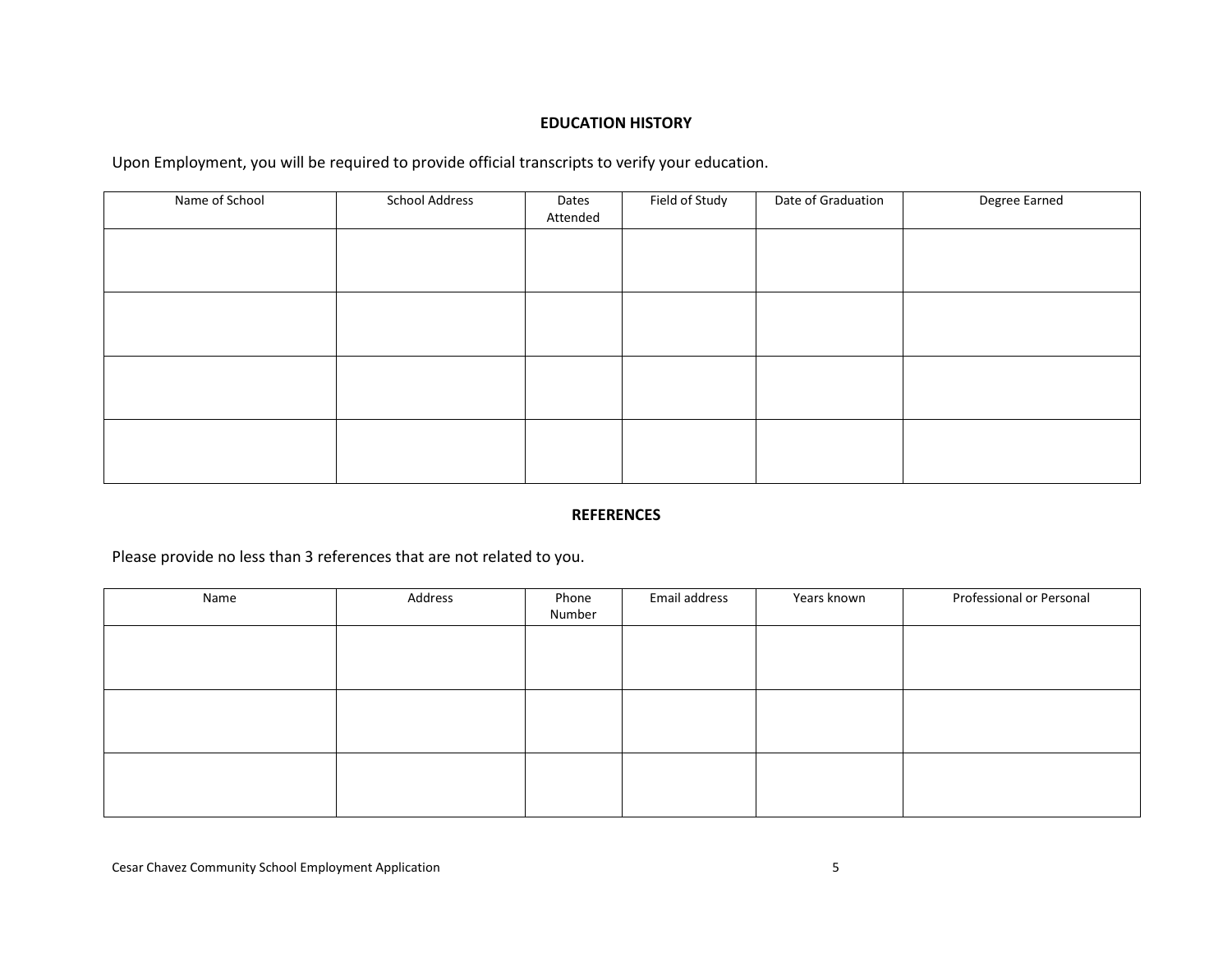## EDUCATION HISTORY

Upon Employment, you will be required to provide official transcripts to verify your education.

| Name of School | School Address | Dates Attended | Field of Study | Date of Graduation | Degree Earned |
|---|---|---|---|---|---|
| | | | | | |
| | | | | | |
| | | | | | |
| | | | | | |

## REFERENCES

Please provide no less than 3 references that are not related to you.

| Name | Address | Phone Number | Email address | Years known | Professional or Personal |
|---|---|---|---|---|---|
| | | | | | |
| | | | | | |
| | | | | | |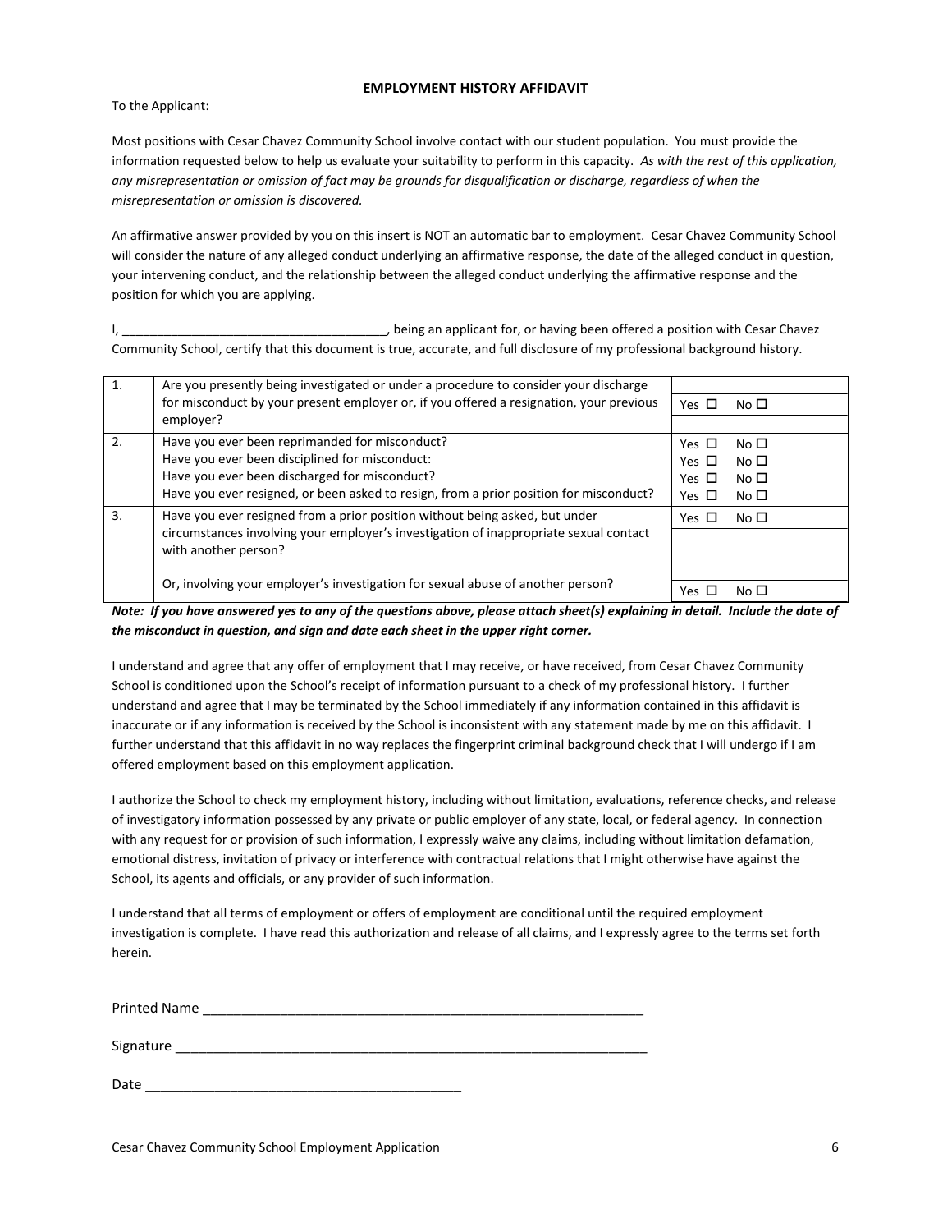# EMPLOYMENT HISTORY AFFIDAVIT

To the Applicant:

Most positions with Cesar Chavez Community School involve contact with our student population. You must provide the information requested below to help us evaluate your suitability to perform in this capacity. *As with the rest of this application, any misrepresentation or omission of fact may be grounds for disqualification or discharge, regardless of when the misrepresentation or omission is discovered.*

An affirmative answer provided by you on this insert is NOT an automatic bar to employment. Cesar Chavez Community School will consider the nature of any alleged conduct underlying an affirmative response, the date of the alleged conduct in question, your intervening conduct, and the relationship between the alleged conduct underlying the affirmative response and the position for which you are applying.

I, ____________________________________, being an applicant for, or having been offered a position with Cesar Chavez Community School, certify that this document is true, accurate, and full disclosure of my professional background history.

| | | |
|---|---|---|
| 1. | Are you presently being investigated or under a procedure to consider your discharge for misconduct by your present employer or, if you offered a resignation, your previous employer? | Yes ☐ No ☐ |
| 2. | Have you ever been reprimanded for misconduct?<br>Have you ever been disciplined for misconduct:<br>Have you ever been discharged for misconduct?<br>Have you ever resigned, or been asked to resign, from a prior position for misconduct? | Yes ☐ No ☐<br>Yes ☐ No ☐<br>Yes ☐ No ☐<br>Yes ☐ No ☐ |
| 3. | Have you ever resigned from a prior position without being asked, but under circumstances involving your employer's investigation of inappropriate sexual contact with another person?<br><br>Or, involving your employer's investigation for sexual abuse of another person? | Yes ☐ No ☐<br><br><br>Yes ☐ No ☐ |

***Note: If you have answered yes to any of the questions above, please attach sheet(s) explaining in detail. Include the date of the misconduct in question, and sign and date each sheet in the upper right corner.***

I understand and agree that any offer of employment that I may receive, or have received, from Cesar Chavez Community School is conditioned upon the School's receipt of information pursuant to a check of my professional history. I further understand and agree that I may be terminated by the School immediately if any information contained in this affidavit is inaccurate or if any information is received by the School is inconsistent with any statement made by me on this affidavit. I further understand that this affidavit in no way replaces the fingerprint criminal background check that I will undergo if I am offered employment based on this employment application.

I authorize the School to check my employment history, including without limitation, evaluations, reference checks, and release of investigatory information possessed by any private or public employer of any state, local, or federal agency. In connection with any request for or provision of such information, I expressly waive any claims, including without limitation defamation, emotional distress, invitation of privacy or interference with contractual relations that I might otherwise have against the School, its agents and officials, or any provider of such information.

I understand that all terms of employment or offers of employment are conditional until the required employment investigation is complete. I have read this authorization and release of all claims, and I expressly agree to the terms set forth herein.

Printed Name ____________________________________________________________

Signature _______________________________________________________________

Date __________________________________________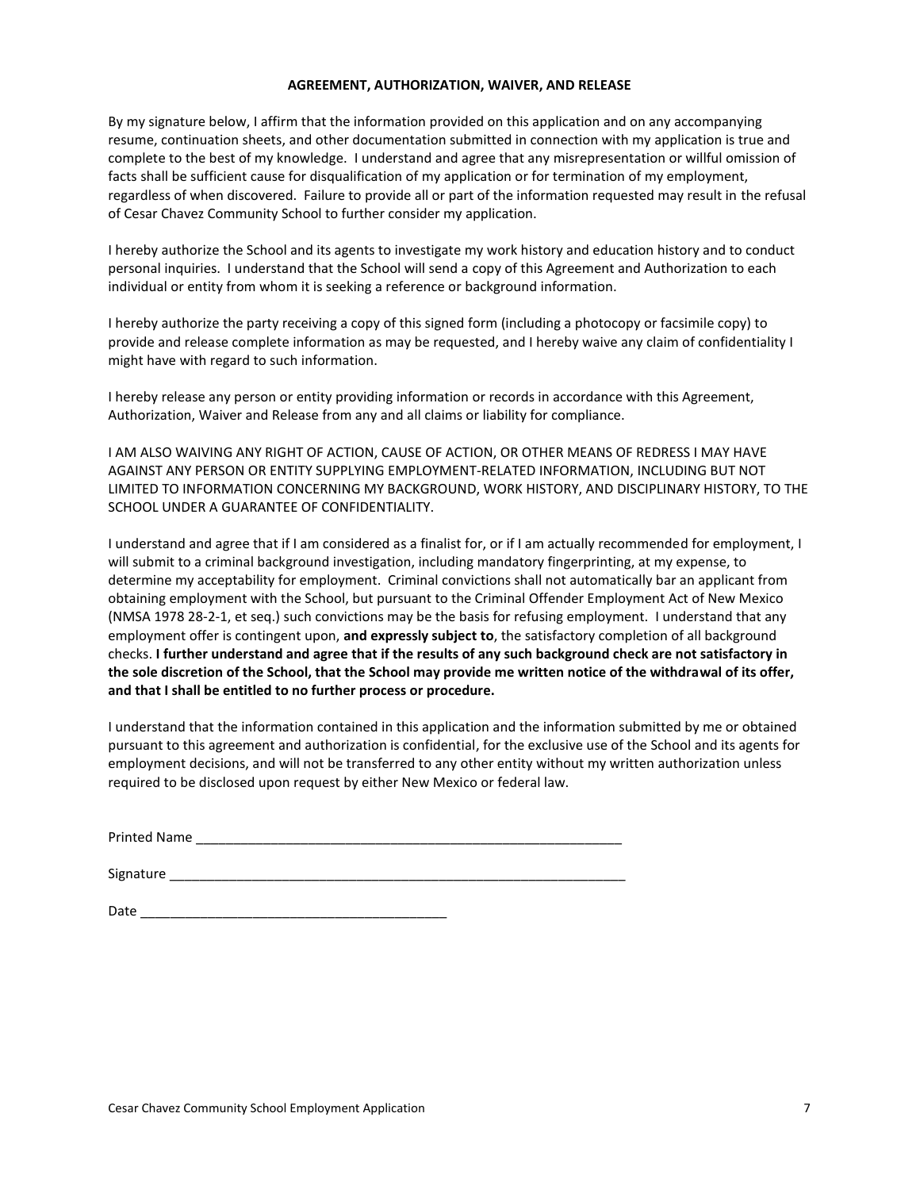## AGREEMENT, AUTHORIZATION, WAIVER, AND RELEASE

By my signature below, I affirm that the information provided on this application and on any accompanying resume, continuation sheets, and other documentation submitted in connection with my application is true and complete to the best of my knowledge. I understand and agree that any misrepresentation or willful omission of facts shall be sufficient cause for disqualification of my application or for termination of my employment, regardless of when discovered. Failure to provide all or part of the information requested may result in the refusal of Cesar Chavez Community School to further consider my application.

I hereby authorize the School and its agents to investigate my work history and education history and to conduct personal inquiries. I understand that the School will send a copy of this Agreement and Authorization to each individual or entity from whom it is seeking a reference or background information.

I hereby authorize the party receiving a copy of this signed form (including a photocopy or facsimile copy) to provide and release complete information as may be requested, and I hereby waive any claim of confidentiality I might have with regard to such information.

I hereby release any person or entity providing information or records in accordance with this Agreement, Authorization, Waiver and Release from any and all claims or liability for compliance.

I AM ALSO WAIVING ANY RIGHT OF ACTION, CAUSE OF ACTION, OR OTHER MEANS OF REDRESS I MAY HAVE AGAINST ANY PERSON OR ENTITY SUPPLYING EMPLOYMENT-RELATED INFORMATION, INCLUDING BUT NOT LIMITED TO INFORMATION CONCERNING MY BACKGROUND, WORK HISTORY, AND DISCIPLINARY HISTORY, TO THE SCHOOL UNDER A GUARANTEE OF CONFIDENTIALITY.

I understand and agree that if I am considered as a finalist for, or if I am actually recommended for employment, I will submit to a criminal background investigation, including mandatory fingerprinting, at my expense, to determine my acceptability for employment. Criminal convictions shall not automatically bar an applicant from obtaining employment with the School, but pursuant to the Criminal Offender Employment Act of New Mexico (NMSA 1978 28-2-1, et seq.) such convictions may be the basis for refusing employment. I understand that any employment offer is contingent upon, **and expressly subject to**, the satisfactory completion of all background checks. **I further understand and agree that if the results of any such background check are not satisfactory in the sole discretion of the School, that the School may provide me written notice of the withdrawal of its offer, and that I shall be entitled to no further process or procedure.**

I understand that the information contained in this application and the information submitted by me or obtained pursuant to this agreement and authorization is confidential, for the exclusive use of the School and its agents for employment decisions, and will not be transferred to any other entity without my written authorization unless required to be disclosed upon request by either New Mexico or federal law.

Printed Name ___________________________________________________________

Signature _______________________________________________________________

Date __________________________________________